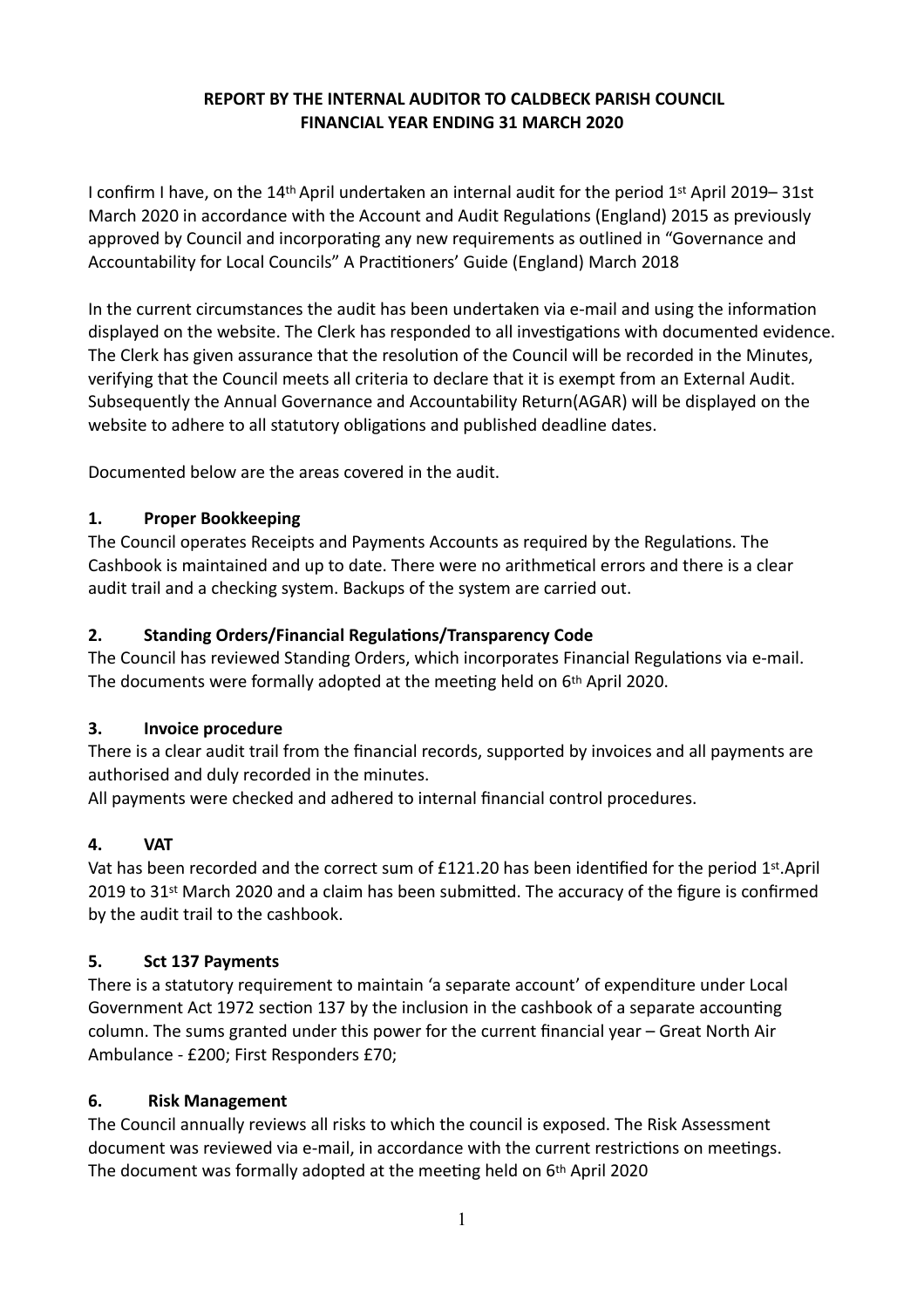**REPORT BY THE INTERNAL AUDITOR TO CALDBECK PARISH COUNCIL**
**FINANCIAL YEAR ENDING 31 MARCH 2020**

I confirm I have, on the 14th April undertaken an internal audit for the period 1st April 2019– 31st March 2020 in accordance with the Account and Audit Regulations (England) 2015 as previously approved by Council and incorporating any new requirements as outlined in "Governance and Accountability for Local Councils" A Practitioners' Guide (England) March 2018

In the current circumstances the audit has been undertaken via e-mail and using the information displayed on the website. The Clerk has responded to all investigations with documented evidence. The Clerk has given assurance that the resolution of the Council will be recorded in the Minutes, verifying that the Council meets all criteria to declare that it is exempt from an External Audit. Subsequently the Annual Governance and Accountability Return(AGAR) will be displayed on the website to adhere to all statutory obligations and published deadline dates.

Documented below are the areas covered in the audit.

## 1. Proper Bookkeeping

The Council operates Receipts and Payments Accounts as required by the Regulations. The Cashbook is maintained and up to date. There were no arithmetical errors and there is a clear audit trail and a checking system. Backups of the system are carried out.

## 2. Standing Orders/Financial Regulations/Transparency Code

The Council has reviewed Standing Orders, which incorporates Financial Regulations via e-mail. The documents were formally adopted at the meeting held on 6th April 2020.

## 3. Invoice procedure

There is a clear audit trail from the financial records, supported by invoices and all payments are authorised and duly recorded in the minutes.
All payments were checked and adhered to internal financial control procedures.

## 4. VAT

Vat has been recorded and the correct sum of £121.20 has been identified for the period 1st.April 2019 to 31st March 2020 and a claim has been submitted. The accuracy of the figure is confirmed by the audit trail to the cashbook.

## 5. Sct 137 Payments

There is a statutory requirement to maintain 'a separate account' of expenditure under Local Government Act 1972 section 137 by the inclusion in the cashbook of a separate accounting column. The sums granted under this power for the current financial year – Great North Air Ambulance - £200; First Responders £70;

## 6. Risk Management

The Council annually reviews all risks to which the council is exposed. The Risk Assessment document was reviewed via e-mail, in accordance with the current restrictions on meetings. The document was formally adopted at the meeting held on 6th April 2020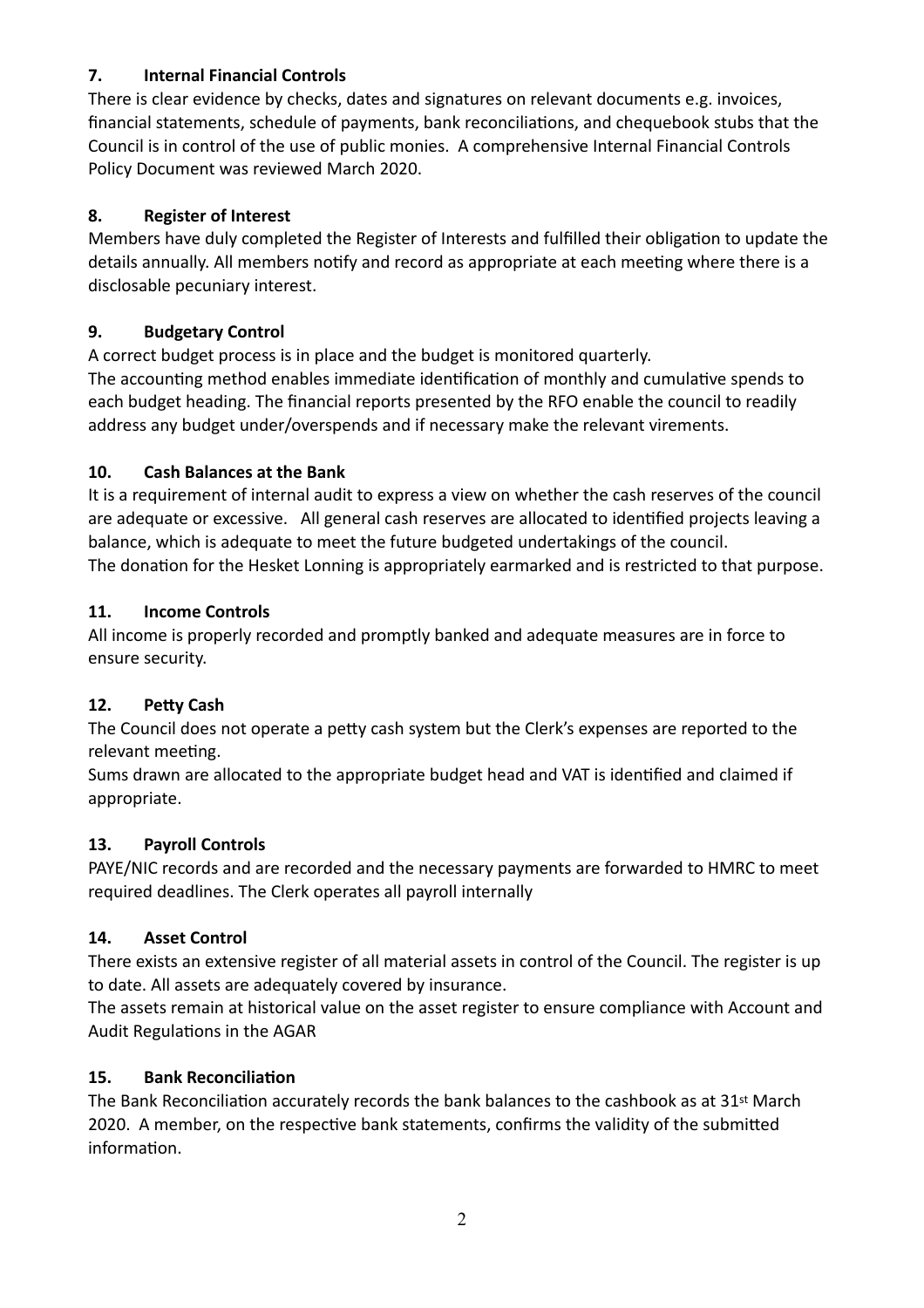### 7. Internal Financial Controls

There is clear evidence by checks, dates and signatures on relevant documents e.g. invoices, financial statements, schedule of payments, bank reconciliations, and chequebook stubs that the Council is in control of the use of public monies. A comprehensive Internal Financial Controls Policy Document was reviewed March 2020.

### 8. Register of Interest

Members have duly completed the Register of Interests and fulfilled their obligation to update the details annually. All members notify and record as appropriate at each meeting where there is a disclosable pecuniary interest.

### 9. Budgetary Control

A correct budget process is in place and the budget is monitored quarterly.
The accounting method enables immediate identification of monthly and cumulative spends to each budget heading. The financial reports presented by the RFO enable the council to readily address any budget under/overspends and if necessary make the relevant virements.

### 10. Cash Balances at the Bank

It is a requirement of internal audit to express a view on whether the cash reserves of the council are adequate or excessive. All general cash reserves are allocated to identified projects leaving a balance, which is adequate to meet the future budgeted undertakings of the council.
The donation for the Hesket Lonning is appropriately earmarked and is restricted to that purpose.

### 11. Income Controls

All income is properly recorded and promptly banked and adequate measures are in force to ensure security.

### 12. Petty Cash

The Council does not operate a petty cash system but the Clerk's expenses are reported to the relevant meeting.
Sums drawn are allocated to the appropriate budget head and VAT is identified and claimed if appropriate.

### 13. Payroll Controls

PAYE/NIC records and are recorded and the necessary payments are forwarded to HMRC to meet required deadlines. The Clerk operates all payroll internally

### 14. Asset Control

There exists an extensive register of all material assets in control of the Council. The register is up to date. All assets are adequately covered by insurance.
The assets remain at historical value on the asset register to ensure compliance with Account and Audit Regulations in the AGAR

### 15. Bank Reconciliation

The Bank Reconciliation accurately records the bank balances to the cashbook as at 31st March 2020. A member, on the respective bank statements, confirms the validity of the submitted information.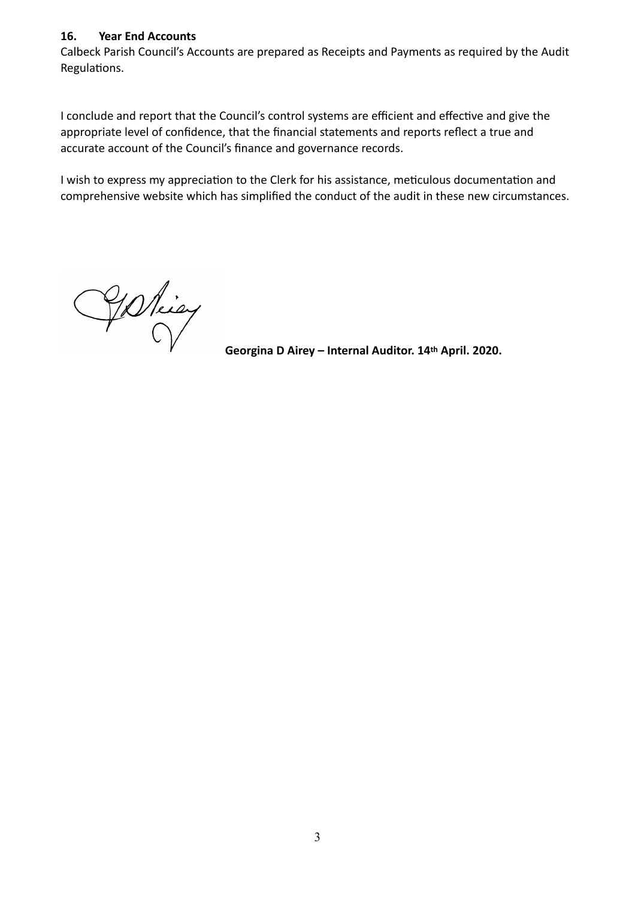**16. Year End Accounts**

Calbeck Parish Council's Accounts are prepared as Receipts and Payments as required by the Audit Regulations.

I conclude and report that the Council's control systems are efficient and effective and give the appropriate level of confidence, that the financial statements and reports reflect a true and accurate account of the Council's finance and governance records.

I wish to express my appreciation to the Clerk for his assistance, meticulous documentation and comprehensive website which has simplified the conduct of the audit in these new circumstances.

**Georgina D Airey – Internal Auditor. 14th April. 2020.**